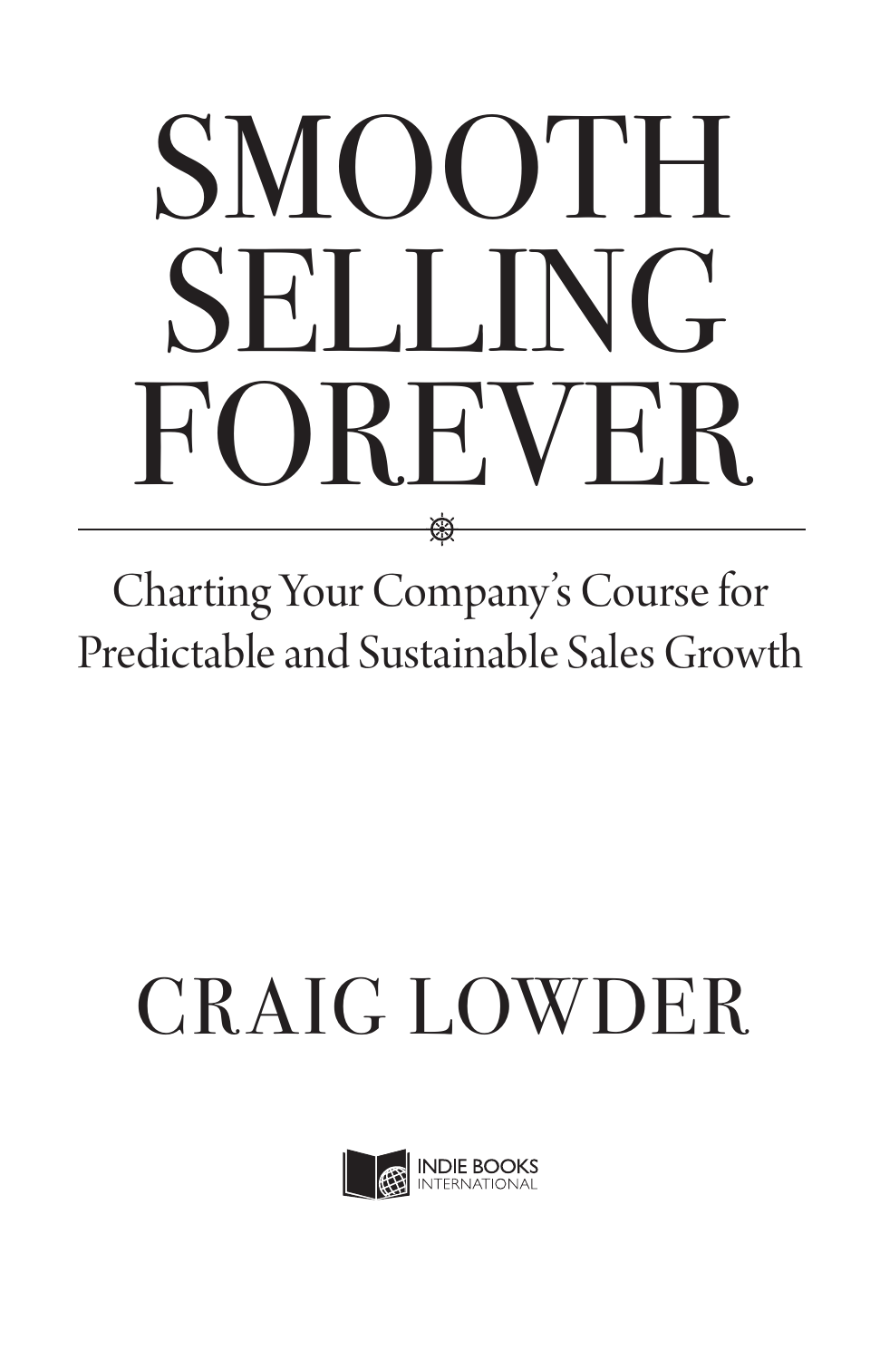# SMOOTH SELLING FOREVER

## Charting Your Company's Course for Predictable and Sustainable Sales Growth

CRAIG LOWDER

INDIE BOOKS INTERNATIONAL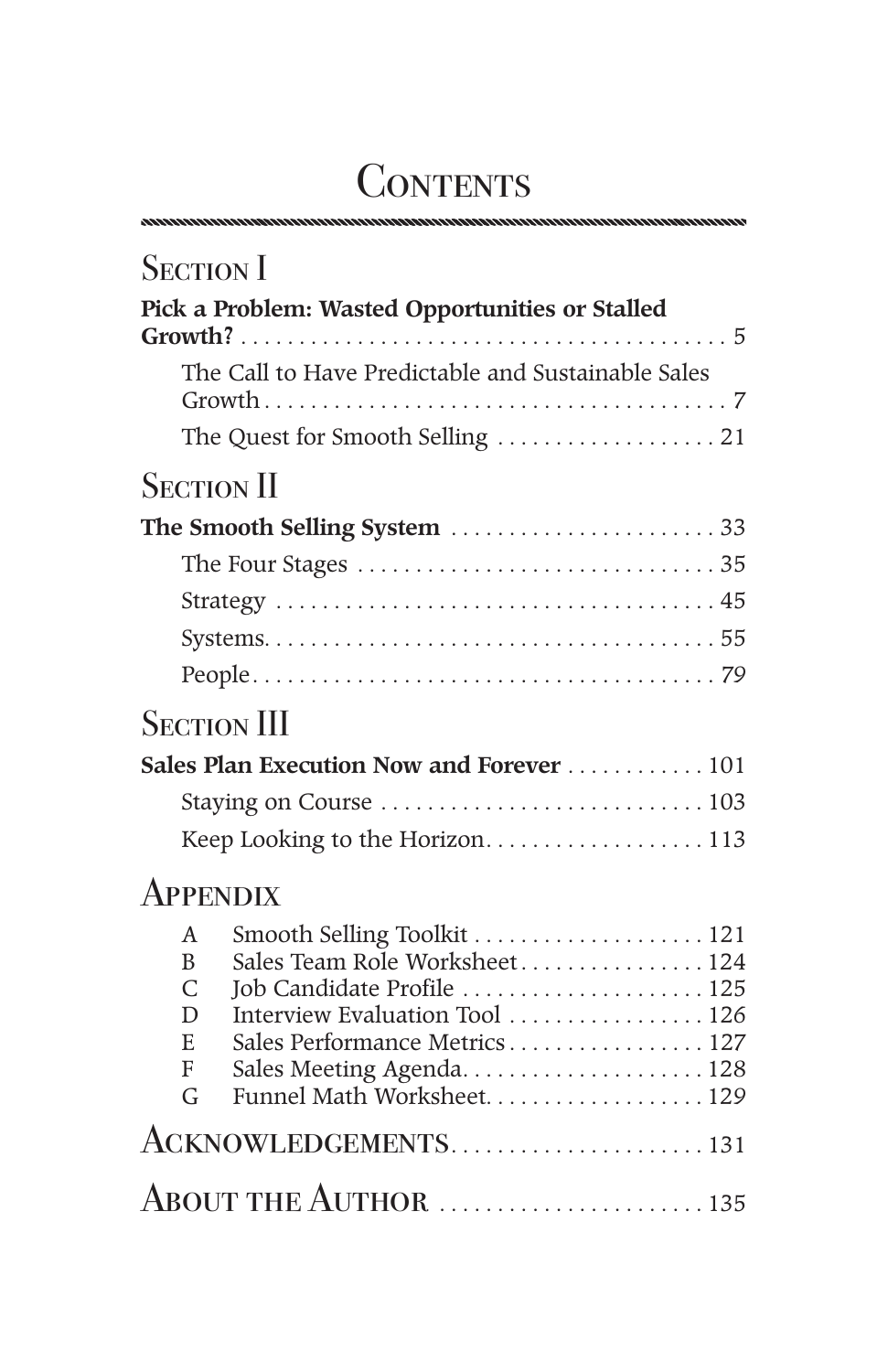# Contents

## Section I

**Pick a Problem: Wasted Opportunities or Stalled Growth?** .......... 5

- The Call to Have Predictable and Sustainable Sales Growth .......... 7
- The Quest for Smooth Selling .......... 21

## Section II

**The Smooth Selling System** .......... 33

- The Four Stages .......... 35
- Strategy .......... 45
- Systems .......... 55
- People .......... 79

## Section III

**Sales Plan Execution Now and Forever** .......... 101

- Staying on Course .......... 103
- Keep Looking to the Horizon .......... 113

## Appendix

| | | |
|---|---|---|
| A | Smooth Selling Toolkit | 121 |
| B | Sales Team Role Worksheet | 124 |
| C | Job Candidate Profile | 125 |
| D | Interview Evaluation Tool | 126 |
| E | Sales Performance Metrics | 127 |
| F | Sales Meeting Agenda | 128 |
| G | Funnel Math Worksheet | 129 |

## Acknowledgements .......... 131

## About the Author .......... 135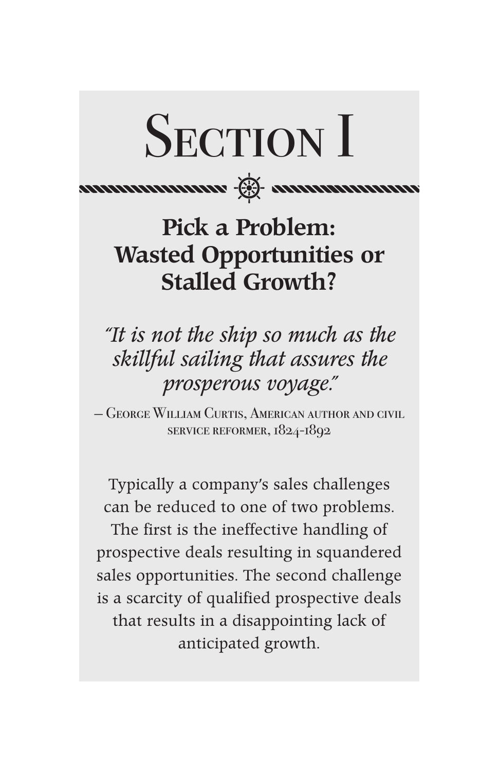# Section I

## Pick a Problem: Wasted Opportunities or Stalled Growth?

*"It is not the ship so much as the skillful sailing that assures the prosperous voyage."*

– George William Curtis, American author and civil service reformer, 1824-1892

Typically a company's sales challenges can be reduced to one of two problems. The first is the ineffective handling of prospective deals resulting in squandered sales opportunities. The second challenge is a scarcity of qualified prospective deals that results in a disappointing lack of anticipated growth.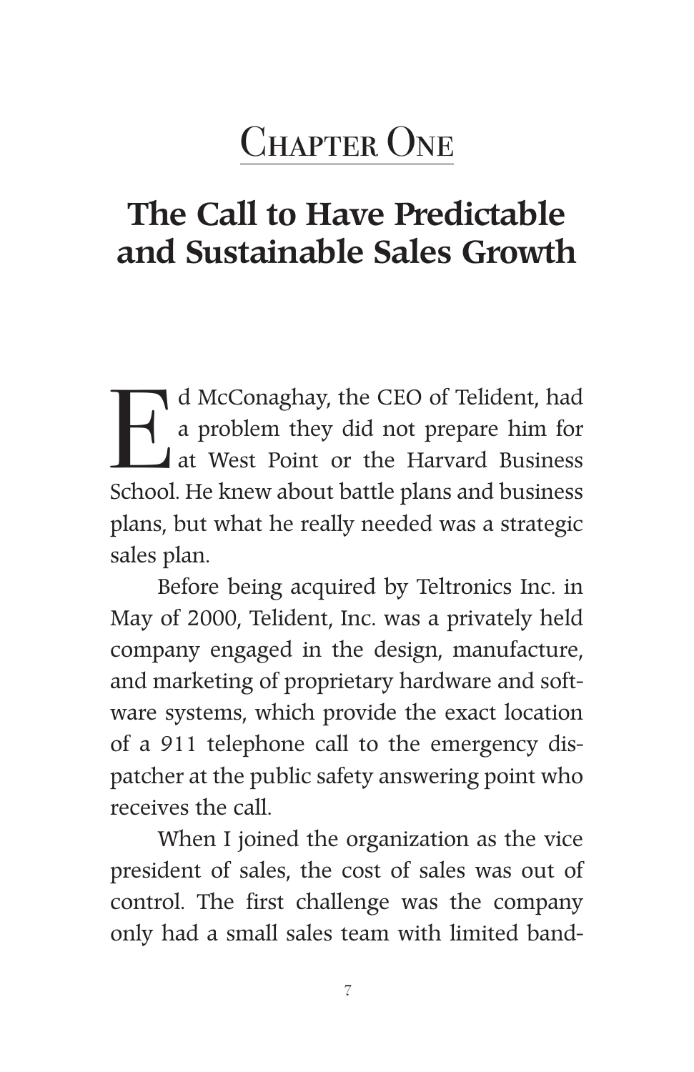# Chapter One

## The Call to Have Predictable and Sustainable Sales Growth

Ed McConaghay, the CEO of Telident, had a problem they did not prepare him for at West Point or the Harvard Business School. He knew about battle plans and business plans, but what he really needed was a strategic sales plan.

Before being acquired by Teltronics Inc. in May of 2000, Telident, Inc. was a privately held company engaged in the design, manufacture, and marketing of proprietary hardware and software systems, which provide the exact location of a 911 telephone call to the emergency dispatcher at the public safety answering point who receives the call.

When I joined the organization as the vice president of sales, the cost of sales was out of control. The first challenge was the company only had a small sales team with limited band-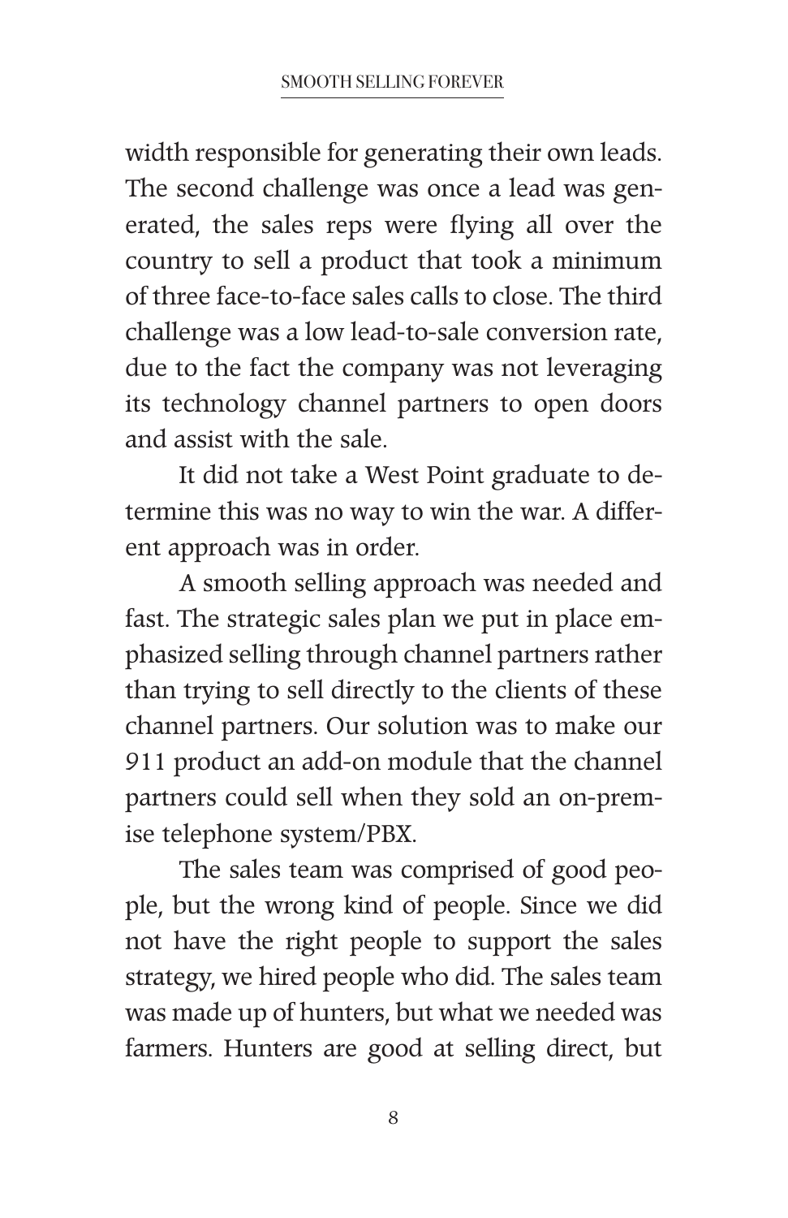width responsible for generating their own leads. The second challenge was once a lead was generated, the sales reps were flying all over the country to sell a product that took a minimum of three face-to-face sales calls to close. The third challenge was a low lead-to-sale conversion rate, due to the fact the company was not leveraging its technology channel partners to open doors and assist with the sale.

It did not take a West Point graduate to determine this was no way to win the war. A different approach was in order.

A smooth selling approach was needed and fast. The strategic sales plan we put in place emphasized selling through channel partners rather than trying to sell directly to the clients of these channel partners. Our solution was to make our 911 product an add-on module that the channel partners could sell when they sold an on-premise telephone system/PBX.

The sales team was comprised of good people, but the wrong kind of people. Since we did not have the right people to support the sales strategy, we hired people who did. The sales team was made up of hunters, but what we needed was farmers. Hunters are good at selling direct, but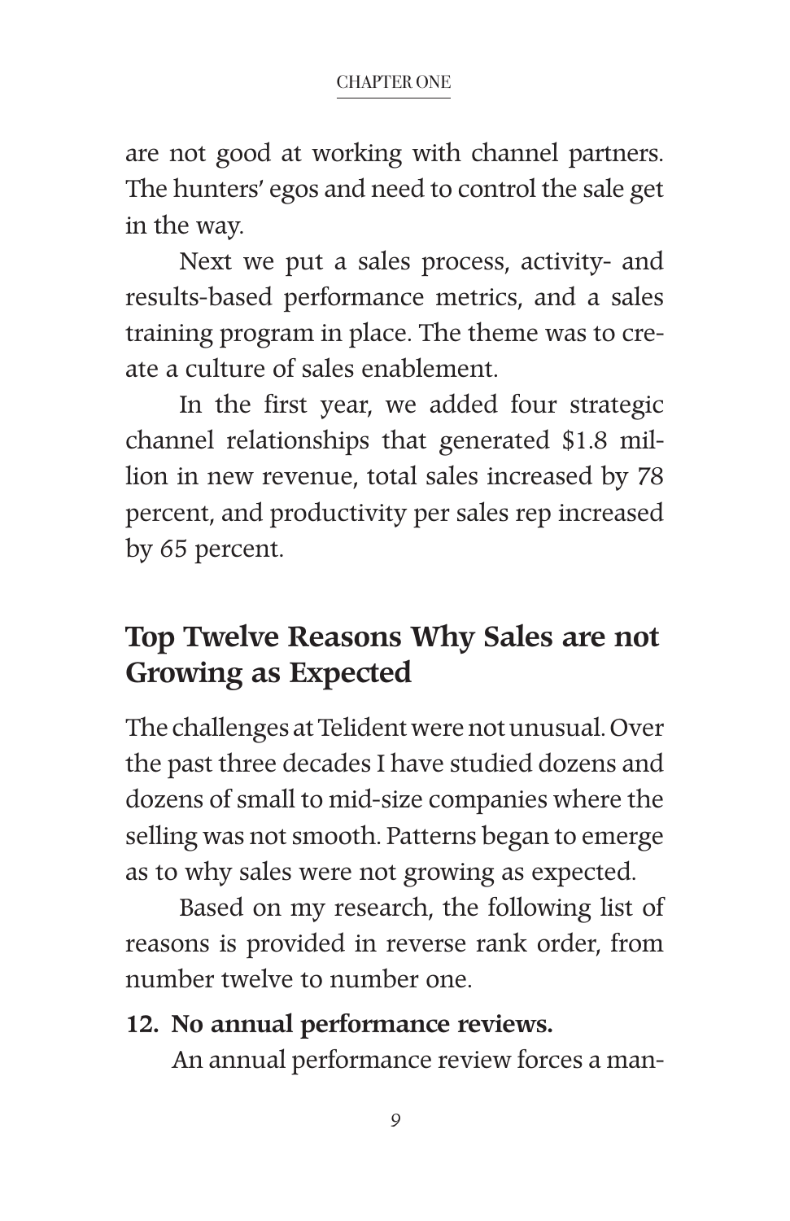are not good at working with channel partners. The hunters' egos and need to control the sale get in the way.

Next we put a sales process, activity- and results-based performance metrics, and a sales training program in place. The theme was to create a culture of sales enablement.

In the first year, we added four strategic channel relationships that generated $1.8 million in new revenue, total sales increased by 78 percent, and productivity per sales rep increased by 65 percent.

## Top Twelve Reasons Why Sales are not Growing as Expected

The challenges at Telident were not unusual. Over the past three decades I have studied dozens and dozens of small to mid-size companies where the selling was not smooth. Patterns began to emerge as to why sales were not growing as expected.

Based on my research, the following list of reasons is provided in reverse rank order, from number twelve to number one.

**12. No annual performance reviews.**

An annual performance review forces a man-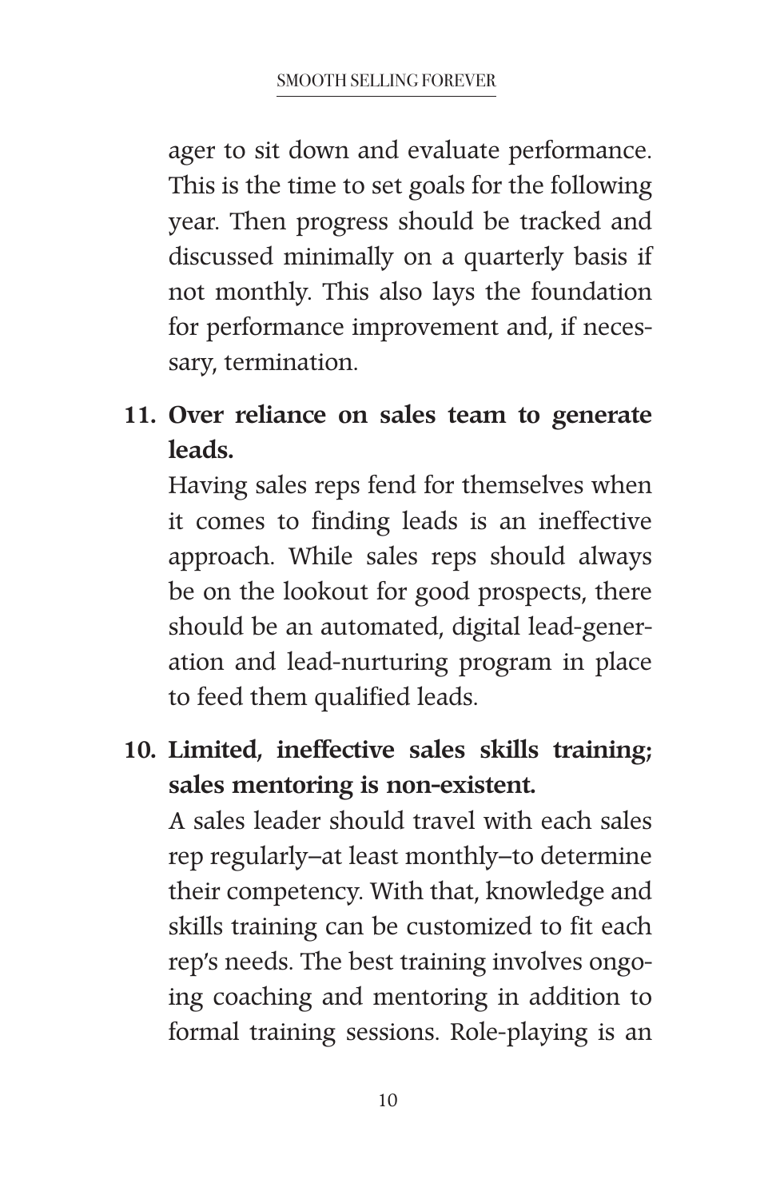ager to sit down and evaluate performance. This is the time to set goals for the following year. Then progress should be tracked and discussed minimally on a quarterly basis if not monthly. This also lays the foundation for performance improvement and, if necessary, termination.

**11. Over reliance on sales team to generate leads.**

Having sales reps fend for themselves when it comes to finding leads is an ineffective approach. While sales reps should always be on the lookout for good prospects, there should be an automated, digital lead-generation and lead-nurturing program in place to feed them qualified leads.

**10. Limited, ineffective sales skills training; sales mentoring is non-existent.**

A sales leader should travel with each sales rep regularly–at least monthly–to determine their competency. With that, knowledge and skills training can be customized to fit each rep's needs. The best training involves ongoing coaching and mentoring in addition to formal training sessions. Role-playing is an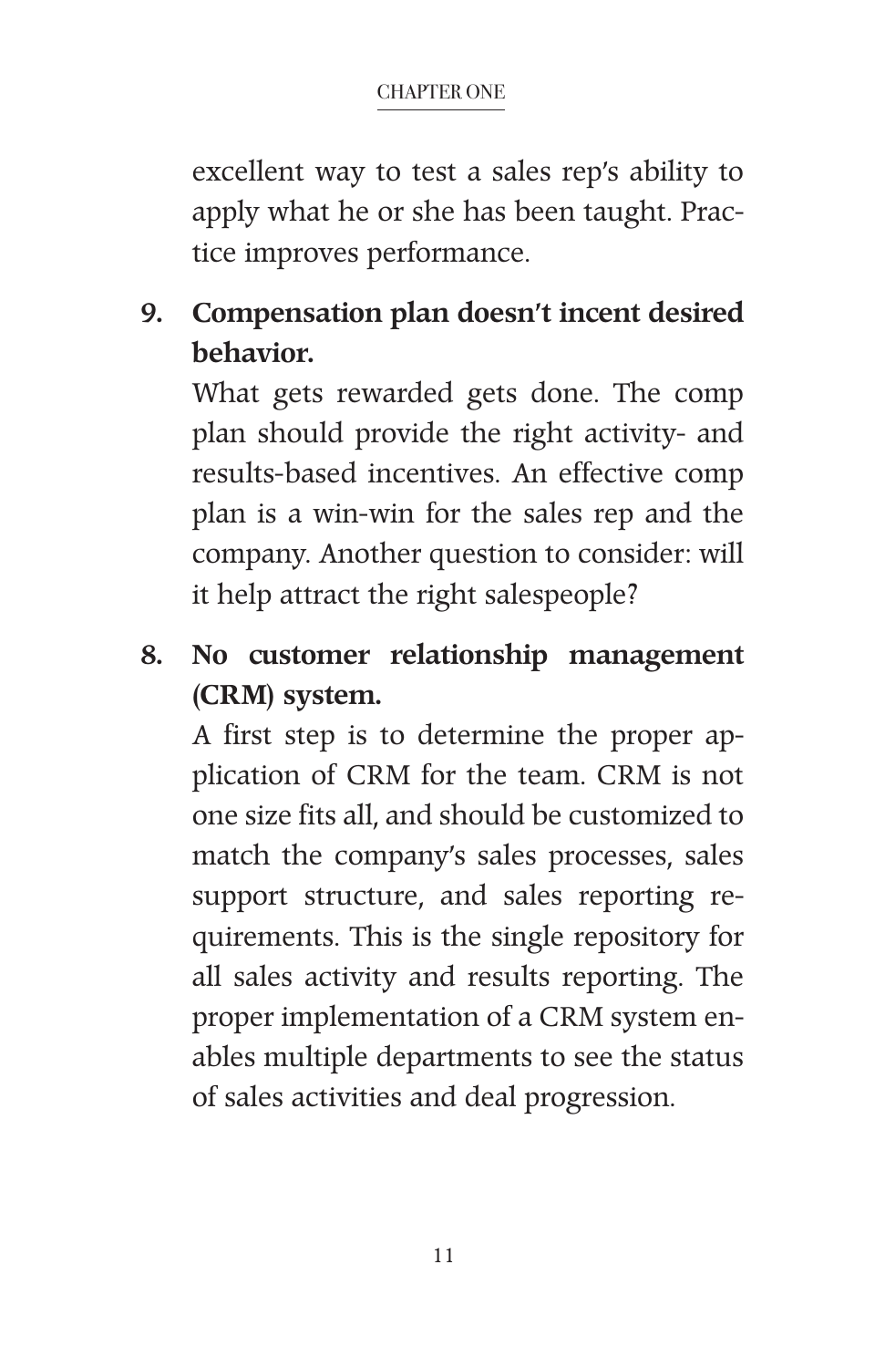excellent way to test a sales rep's ability to apply what he or she has been taught. Practice improves performance.

9. **Compensation plan doesn't incent desired behavior.**
   What gets rewarded gets done. The comp plan should provide the right activity- and results-based incentives. An effective comp plan is a win-win for the sales rep and the company. Another question to consider: will it help attract the right salespeople?

8. **No customer relationship management (CRM) system.**
   A first step is to determine the proper application of CRM for the team. CRM is not one size fits all, and should be customized to match the company's sales processes, sales support structure, and sales reporting requirements. This is the single repository for all sales activity and results reporting. The proper implementation of a CRM system enables multiple departments to see the status of sales activities and deal progression.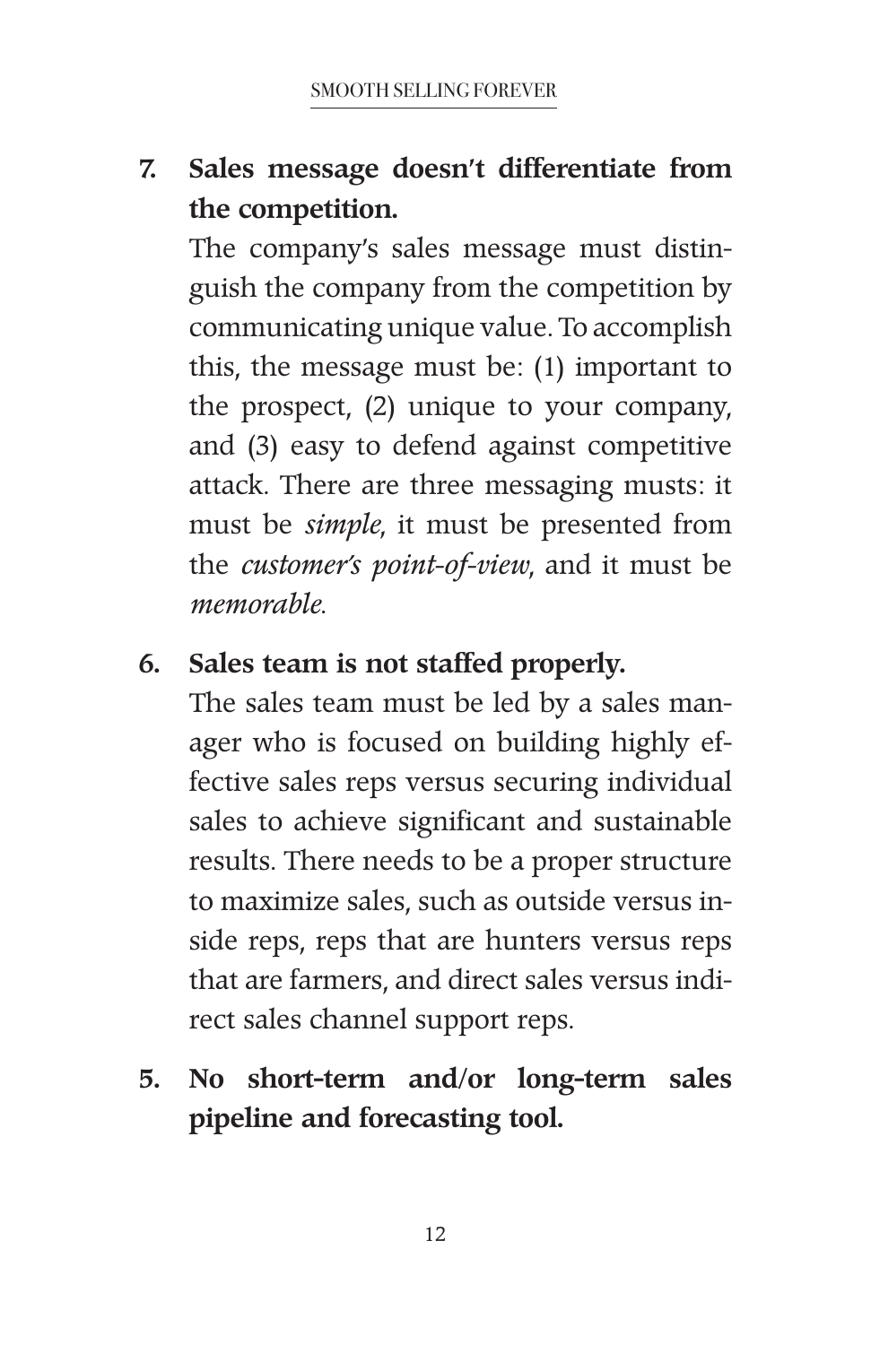7. **Sales message doesn't differentiate from the competition.**

   The company's sales message must distinguish the company from the competition by communicating unique value. To accomplish this, the message must be: (1) important to the prospect, (2) unique to your company, and (3) easy to defend against competitive attack. There are three messaging musts: it must be *simple*, it must be presented from the *customer's point-of-view*, and it must be *memorable*.

6. **Sales team is not staffed properly.**

   The sales team must be led by a sales manager who is focused on building highly effective sales reps versus securing individual sales to achieve significant and sustainable results. There needs to be a proper structure to maximize sales, such as outside versus inside reps, reps that are hunters versus reps that are farmers, and direct sales versus indirect sales channel support reps.

5. **No short-term and/or long-term sales pipeline and forecasting tool.**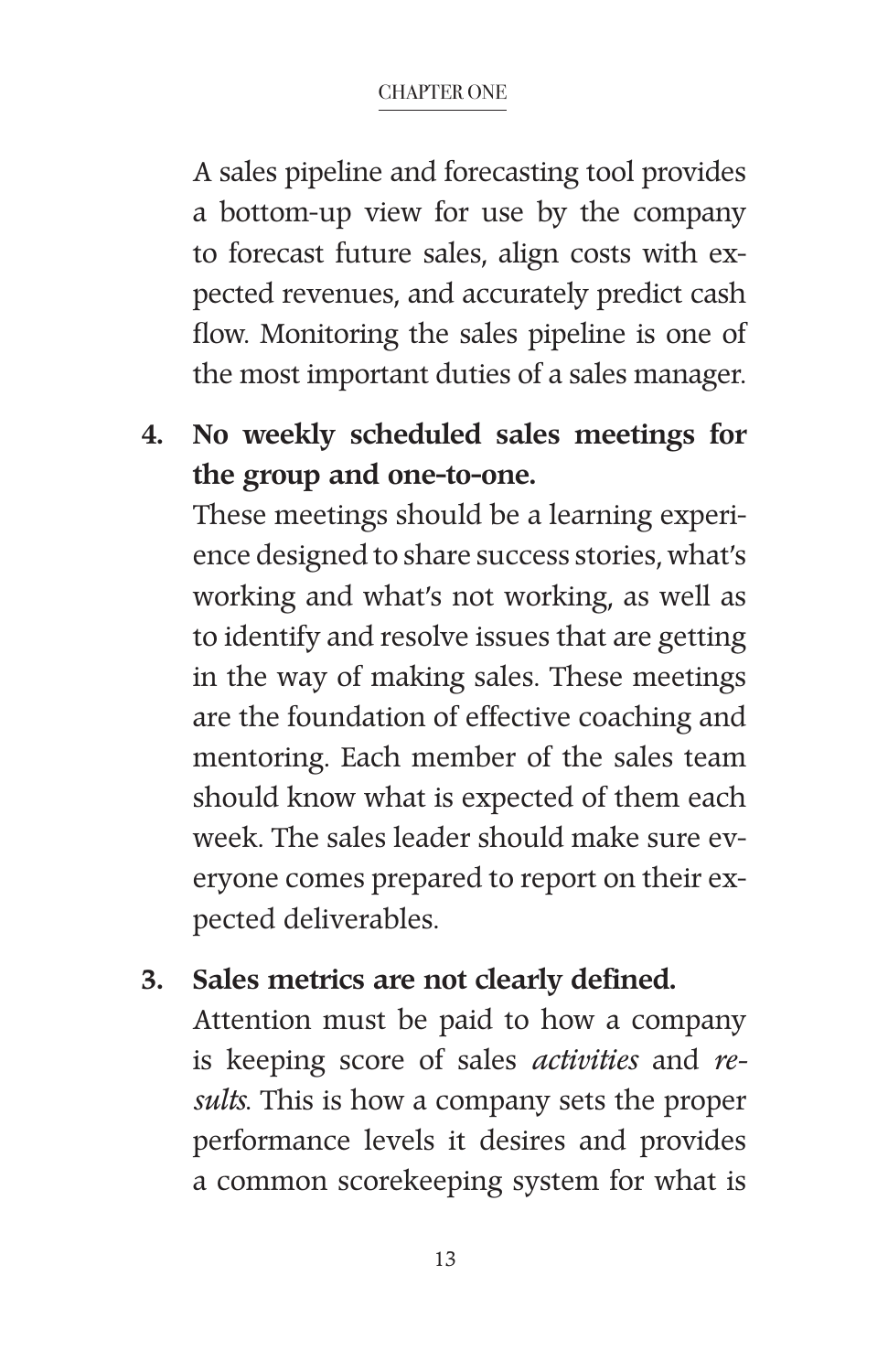A sales pipeline and forecasting tool provides a bottom-up view for use by the company to forecast future sales, align costs with expected revenues, and accurately predict cash flow. Monitoring the sales pipeline is one of the most important duties of a sales manager.

4. **No weekly scheduled sales meetings for the group and one-to-one.**
   These meetings should be a learning experience designed to share success stories, what's working and what's not working, as well as to identify and resolve issues that are getting in the way of making sales. These meetings are the foundation of effective coaching and mentoring. Each member of the sales team should know what is expected of them each week. The sales leader should make sure everyone comes prepared to report on their expected deliverables.

3. **Sales metrics are not clearly defined.**
   Attention must be paid to how a company is keeping score of sales *activities* and *results*. This is how a company sets the proper performance levels it desires and provides a common scorekeeping system for what is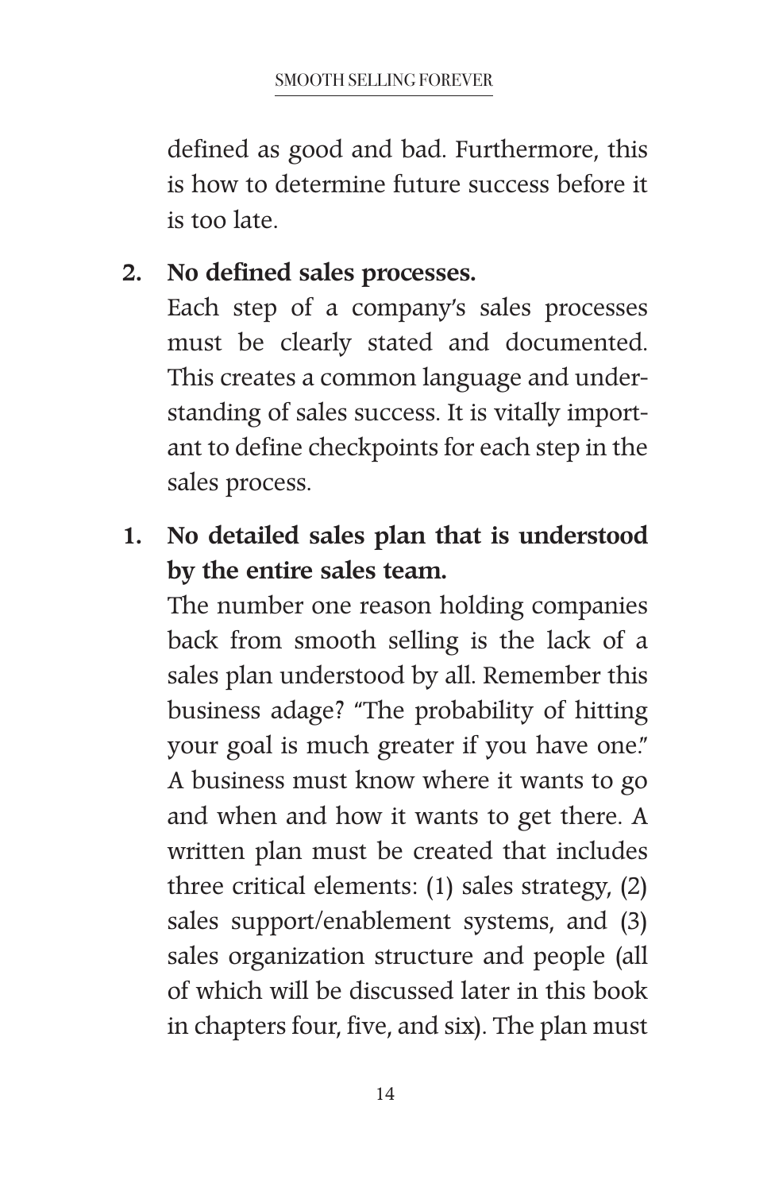defined as good and bad. Furthermore, this is how to determine future success before it is too late.

2. **No defined sales processes.**
   Each step of a company's sales processes must be clearly stated and documented. This creates a common language and understanding of sales success. It is vitally important to define checkpoints for each step in the sales process.

1. **No detailed sales plan that is understood by the entire sales team.**
   The number one reason holding companies back from smooth selling is the lack of a sales plan understood by all. Remember this business adage? "The probability of hitting your goal is much greater if you have one." A business must know where it wants to go and when and how it wants to get there. A written plan must be created that includes three critical elements: (1) sales strategy, (2) sales support/enablement systems, and (3) sales organization structure and people (all of which will be discussed later in this book in chapters four, five, and six). The plan must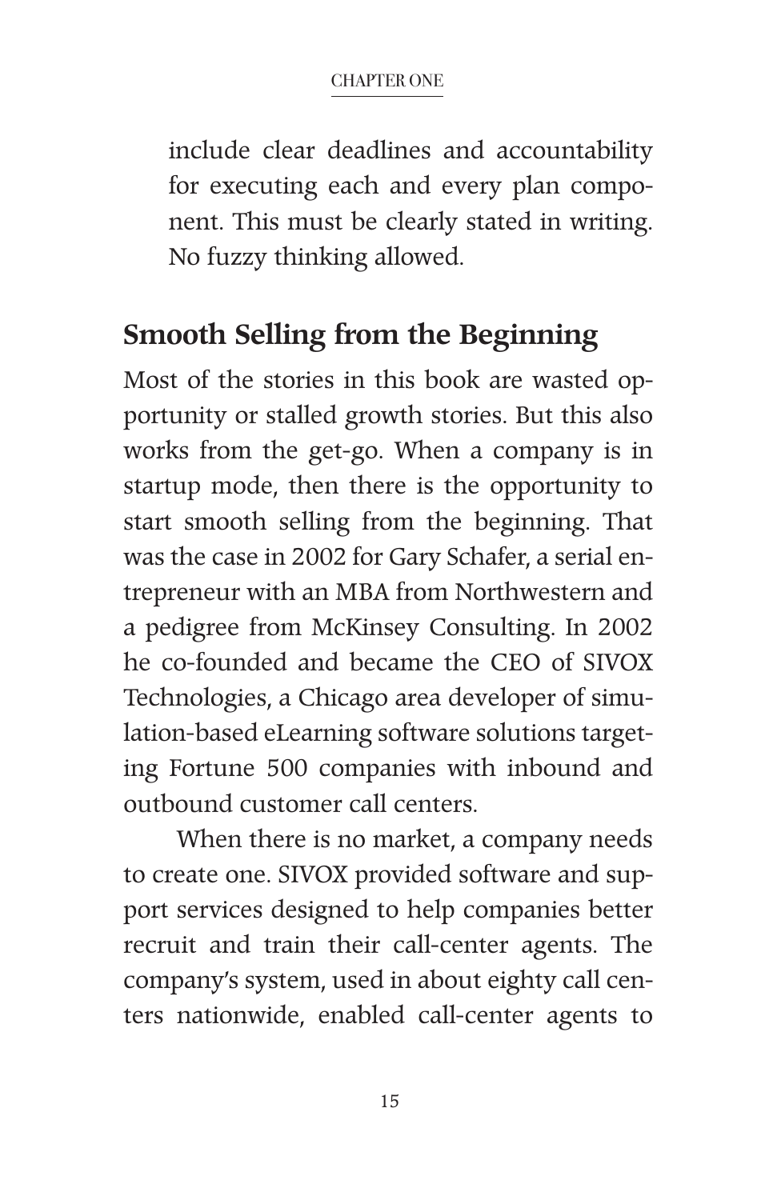include clear deadlines and accountability for executing each and every plan component. This must be clearly stated in writing. No fuzzy thinking allowed.

## Smooth Selling from the Beginning

Most of the stories in this book are wasted opportunity or stalled growth stories. But this also works from the get-go. When a company is in startup mode, then there is the opportunity to start smooth selling from the beginning. That was the case in 2002 for Gary Schafer, a serial entrepreneur with an MBA from Northwestern and a pedigree from McKinsey Consulting. In 2002 he co-founded and became the CEO of SIVOX Technologies, a Chicago area developer of simulation-based eLearning software solutions targeting Fortune 500 companies with inbound and outbound customer call centers.

When there is no market, a company needs to create one. SIVOX provided software and support services designed to help companies better recruit and train their call-center agents. The company's system, used in about eighty call centers nationwide, enabled call-center agents to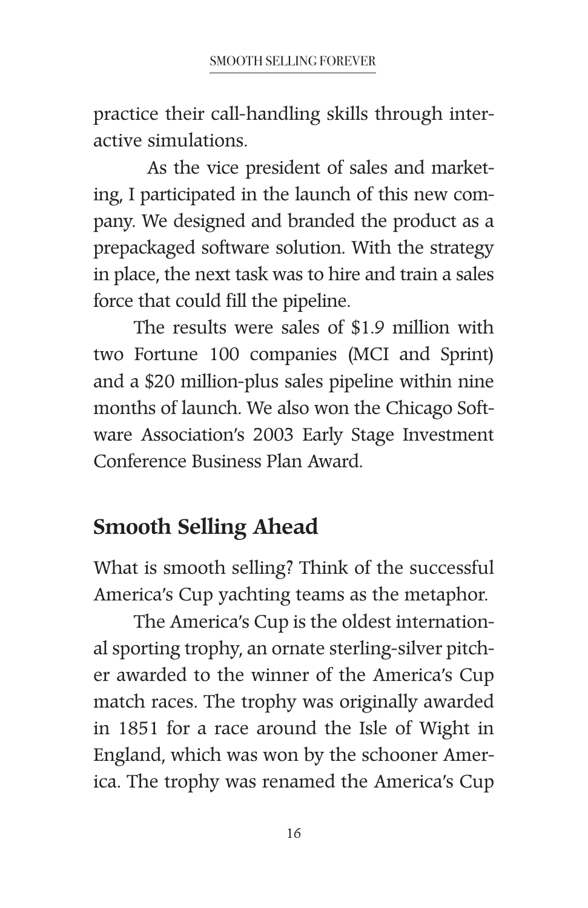practice their call-handling skills through interactive simulations.

As the vice president of sales and marketing, I participated in the launch of this new company. We designed and branded the product as a prepackaged software solution. With the strategy in place, the next task was to hire and train a sales force that could fill the pipeline.

The results were sales of $1.9 million with two Fortune 100 companies (MCI and Sprint) and a $20 million-plus sales pipeline within nine months of launch. We also won the Chicago Software Association's 2003 Early Stage Investment Conference Business Plan Award.

## Smooth Selling Ahead

What is smooth selling? Think of the successful America's Cup yachting teams as the metaphor.

The America's Cup is the oldest international sporting trophy, an ornate sterling-silver pitcher awarded to the winner of the America's Cup match races. The trophy was originally awarded in 1851 for a race around the Isle of Wight in England, which was won by the schooner America. The trophy was renamed the America's Cup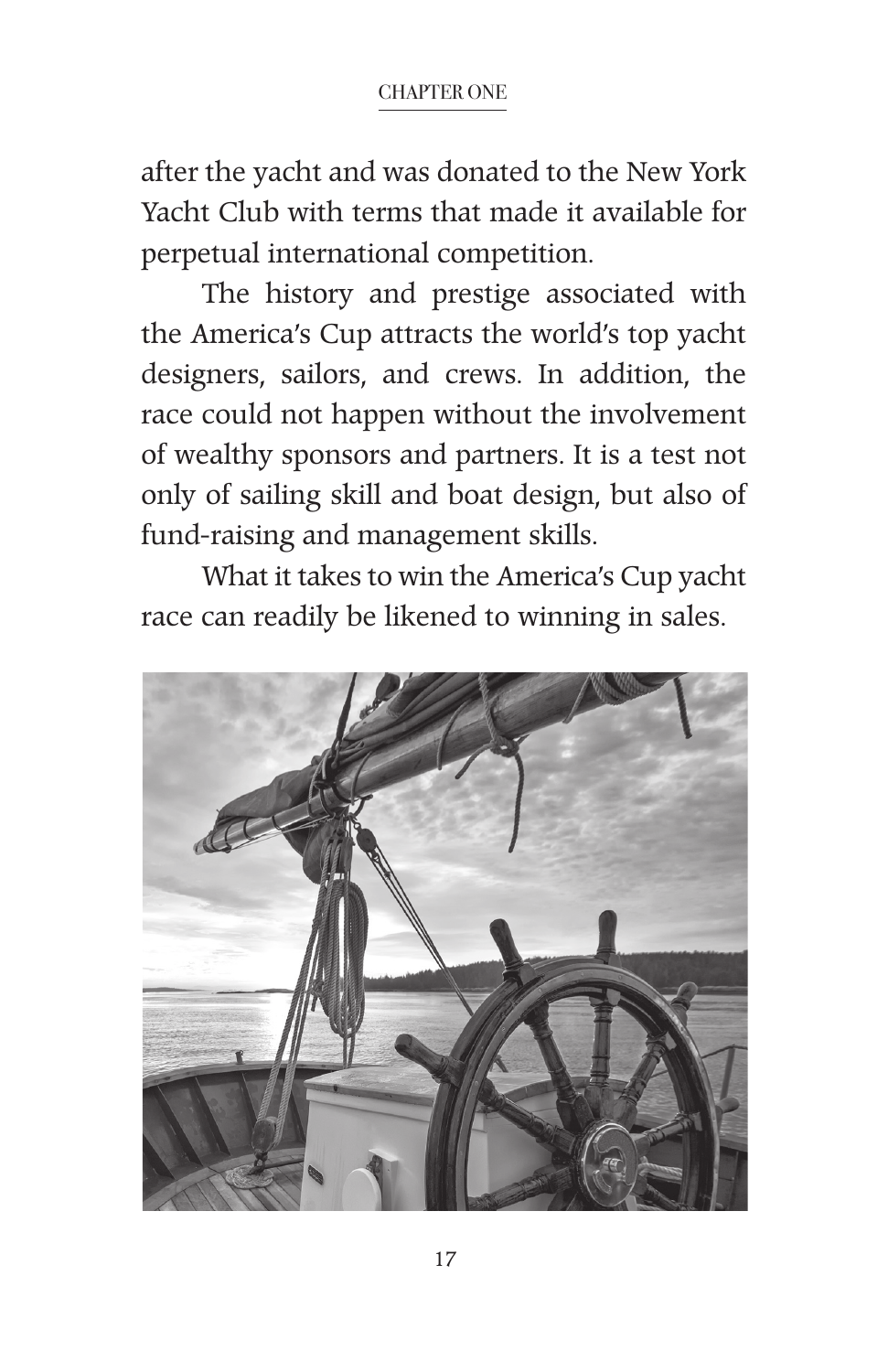after the yacht and was donated to the New York Yacht Club with terms that made it available for perpetual international competition.

The history and prestige associated with the America's Cup attracts the world's top yacht designers, sailors, and crews. In addition, the race could not happen without the involvement of wealthy sponsors and partners. It is a test not only of sailing skill and boat design, but also of fund-raising and management skills.

What it takes to win the America's Cup yacht race can readily be likened to winning in sales.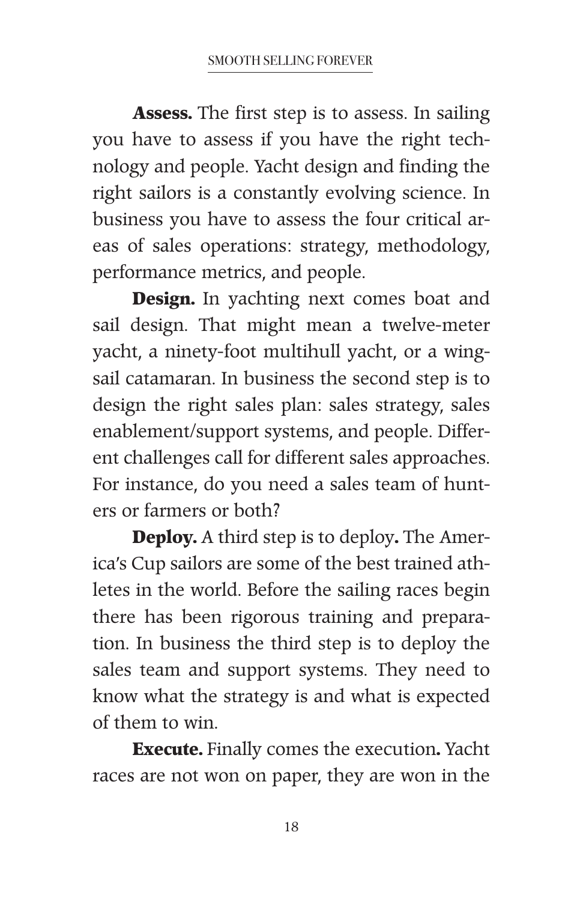**Assess.** The first step is to assess. In sailing you have to assess if you have the right technology and people. Yacht design and finding the right sailors is a constantly evolving science. In business you have to assess the four critical areas of sales operations: strategy, methodology, performance metrics, and people.

**Design.** In yachting next comes boat and sail design. That might mean a twelve-meter yacht, a ninety-foot multihull yacht, or a wing-sail catamaran. In business the second step is to design the right sales plan: sales strategy, sales enablement/support systems, and people. Different challenges call for different sales approaches. For instance, do you need a sales team of hunters or farmers or both?

**Deploy.** A third step is to deploy**.** The America's Cup sailors are some of the best trained athletes in the world. Before the sailing races begin there has been rigorous training and preparation. In business the third step is to deploy the sales team and support systems. They need to know what the strategy is and what is expected of them to win.

**Execute.** Finally comes the execution**.** Yacht races are not won on paper, they are won in the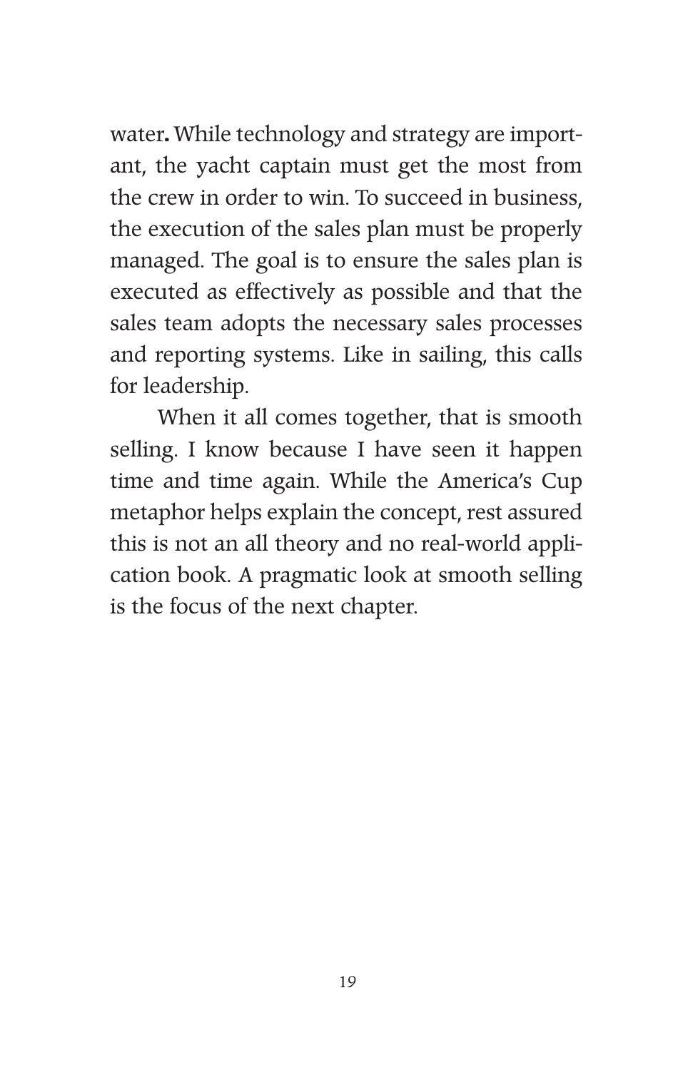water**.** While technology and strategy are important, the yacht captain must get the most from the crew in order to win. To succeed in business, the execution of the sales plan must be properly managed. The goal is to ensure the sales plan is executed as effectively as possible and that the sales team adopts the necessary sales processes and reporting systems. Like in sailing, this calls for leadership.

When it all comes together, that is smooth selling. I know because I have seen it happen time and time again. While the America's Cup metaphor helps explain the concept, rest assured this is not an all theory and no real-world application book. A pragmatic look at smooth selling is the focus of the next chapter.